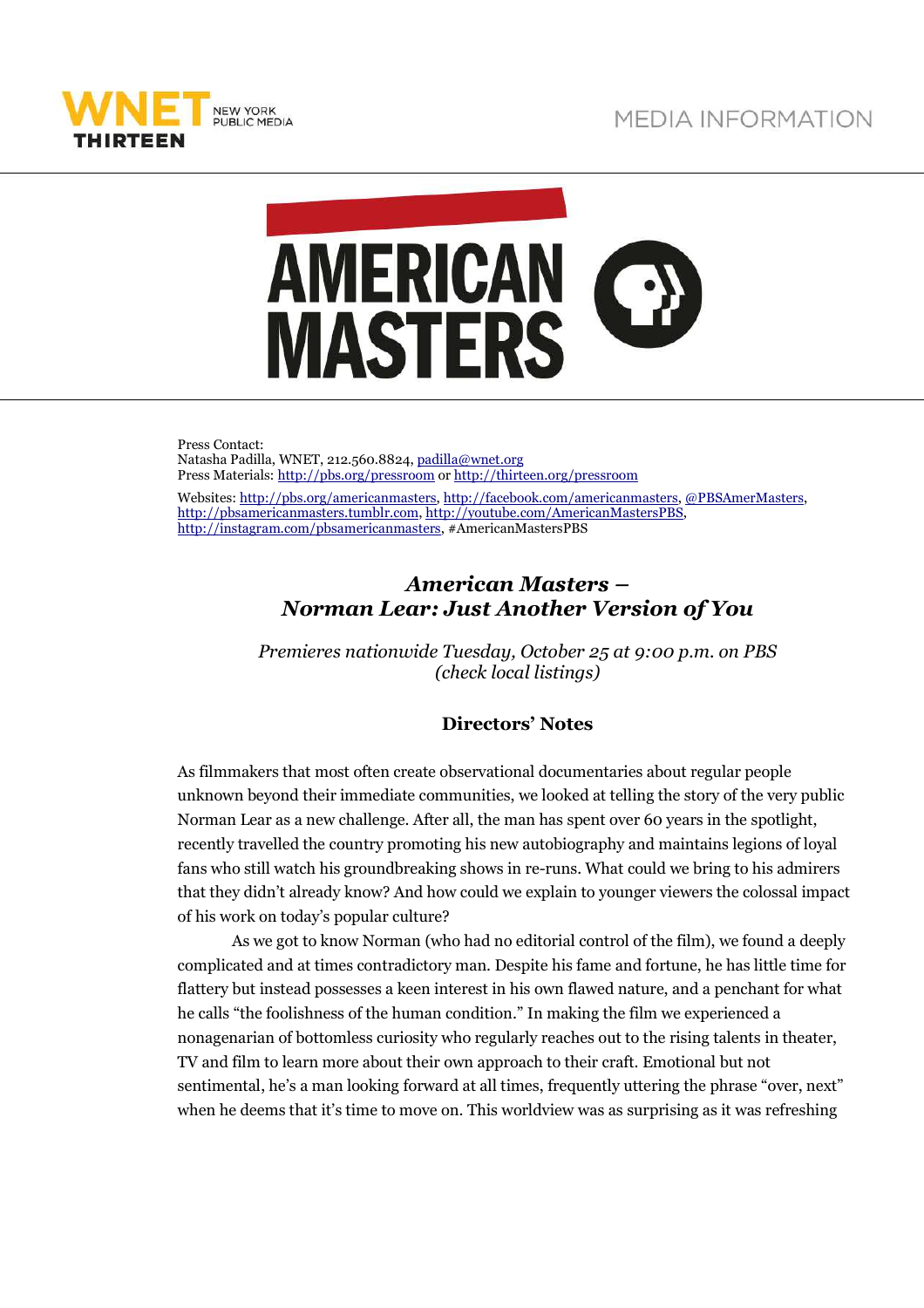MEDIA INFORMATION

Press Contact:
Natasha Padilla, WNET, 212.560.8824, padilla@wnet.org
Press Materials: http://pbs.org/pressroom or http://thirteen.org/pressroom

Websites: http://pbs.org/americanmasters, http://facebook.com/americanmasters, @PBSAmerMasters, http://pbsamericanmasters.tumblr.com, http://youtube.com/AmericanMastersPBS, http://instagram.com/pbsamericanmasters, #AmericanMastersPBS

## *American Masters – Norman Lear: Just Another Version of You*

*Premieres nationwide Tuesday, October 25 at 9:00 p.m. on PBS (check local listings)*

### Directors' Notes

As filmmakers that most often create observational documentaries about regular people unknown beyond their immediate communities, we looked at telling the story of the very public Norman Lear as a new challenge. After all, the man has spent over 60 years in the spotlight, recently travelled the country promoting his new autobiography and maintains legions of loyal fans who still watch his groundbreaking shows in re-runs. What could we bring to his admirers that they didn't already know? And how could we explain to younger viewers the colossal impact of his work on today's popular culture?

As we got to know Norman (who had no editorial control of the film), we found a deeply complicated and at times contradictory man. Despite his fame and fortune, he has little time for flattery but instead possesses a keen interest in his own flawed nature, and a penchant for what he calls "the foolishness of the human condition." In making the film we experienced a nonagenarian of bottomless curiosity who regularly reaches out to the rising talents in theater, TV and film to learn more about their own approach to their craft. Emotional but not sentimental, he's a man looking forward at all times, frequently uttering the phrase "over, next" when he deems that it's time to move on. This worldview was as surprising as it was refreshing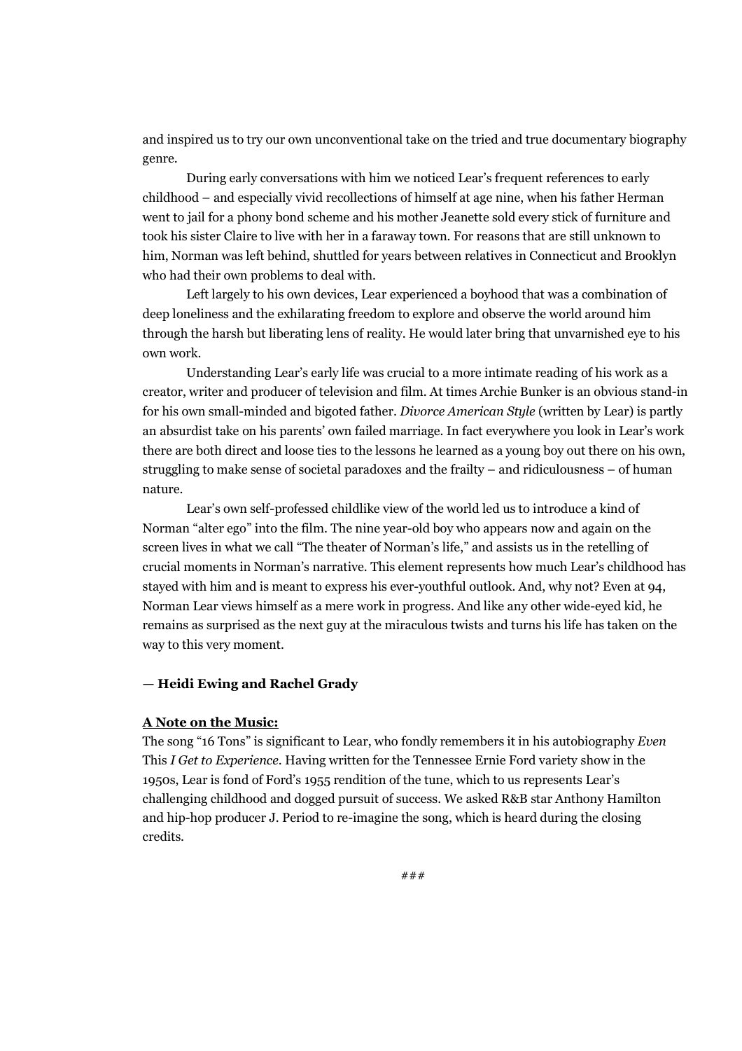and inspired us to try our own unconventional take on the tried and true documentary biography genre.

During early conversations with him we noticed Lear's frequent references to early childhood – and especially vivid recollections of himself at age nine, when his father Herman went to jail for a phony bond scheme and his mother Jeanette sold every stick of furniture and took his sister Claire to live with her in a faraway town. For reasons that are still unknown to him, Norman was left behind, shuttled for years between relatives in Connecticut and Brooklyn who had their own problems to deal with.

Left largely to his own devices, Lear experienced a boyhood that was a combination of deep loneliness and the exhilarating freedom to explore and observe the world around him through the harsh but liberating lens of reality. He would later bring that unvarnished eye to his own work.

Understanding Lear's early life was crucial to a more intimate reading of his work as a creator, writer and producer of television and film. At times Archie Bunker is an obvious stand-in for his own small-minded and bigoted father. *Divorce American Style* (written by Lear) is partly an absurdist take on his parents' own failed marriage. In fact everywhere you look in Lear's work there are both direct and loose ties to the lessons he learned as a young boy out there on his own, struggling to make sense of societal paradoxes and the frailty – and ridiculousness – of human nature.

Lear's own self-professed childlike view of the world led us to introduce a kind of Norman "alter ego" into the film. The nine year-old boy who appears now and again on the screen lives in what we call "The theater of Norman's life," and assists us in the retelling of crucial moments in Norman's narrative. This element represents how much Lear's childhood has stayed with him and is meant to express his ever-youthful outlook. And, why not? Even at 94, Norman Lear views himself as a mere work in progress. And like any other wide-eyed kid, he remains as surprised as the next guy at the miraculous twists and turns his life has taken on the way to this very moment.

**— Heidi Ewing and Rachel Grady**

**A Note on the Music:**

The song "16 Tons" is significant to Lear, who fondly remembers it in his autobiography *Even* This *I Get to Experience*. Having written for the Tennessee Ernie Ford variety show in the 1950s, Lear is fond of Ford's 1955 rendition of the tune, which to us represents Lear's challenging childhood and dogged pursuit of success. We asked R&B star Anthony Hamilton and hip-hop producer J. Period to re-imagine the song, which is heard during the closing credits.

###